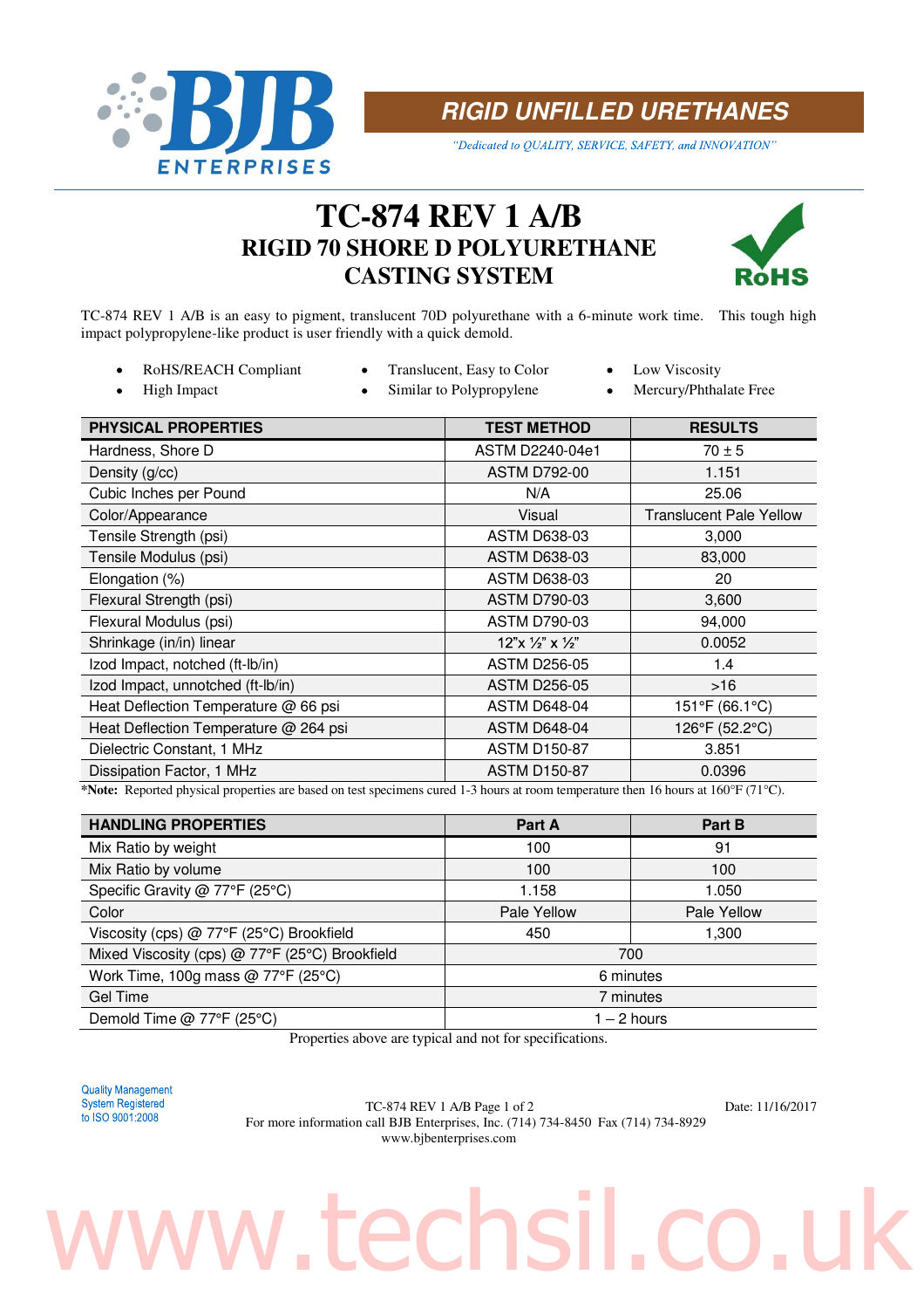# RIGID UNFILLED URETHANES

*"Dedicated to QUALITY, SERVICE, SAFETY, and INNOVATION"*

# TC-874 REV 1 A/B

## RIGID 70 SHORE D POLYURETHANE CASTING SYSTEM

TC-874 REV 1 A/B is an easy to pigment, translucent 70D polyurethane with a 6-minute work time. This tough high impact polypropylene-like product is user friendly with a quick demold.

- RoHS/REACH Compliant
- High Impact
- Translucent, Easy to Color
- Similar to Polypropylene
- Low Viscosity
- Mercury/Phthalate Free

| PHYSICAL PROPERTIES | TEST METHOD | RESULTS |
|---|---|---|
| Hardness, Shore D | ASTM D2240-04e1 | 70 ± 5 |
| Density (g/cc) | ASTM D792-00 | 1.151 |
| Cubic Inches per Pound | N/A | 25.06 |
| Color/Appearance | Visual | Translucent Pale Yellow |
| Tensile Strength (psi) | ASTM D638-03 | 3,000 |
| Tensile Modulus (psi) | ASTM D638-03 | 83,000 |
| Elongation (%) | ASTM D638-03 | 20 |
| Flexural Strength (psi) | ASTM D790-03 | 3,600 |
| Flexural Modulus (psi) | ASTM D790-03 | 94,000 |
| Shrinkage (in/in) linear | 12"x ½" x ½" | 0.0052 |
| Izod Impact, notched (ft-lb/in) | ASTM D256-05 | 1.4 |
| Izod Impact, unnotched (ft-lb/in) | ASTM D256-05 | >16 |
| Heat Deflection Temperature @ 66 psi | ASTM D648-04 | 151°F (66.1°C) |
| Heat Deflection Temperature @ 264 psi | ASTM D648-04 | 126°F (52.2°C) |
| Dielectric Constant, 1 MHz | ASTM D150-87 | 3.851 |
| Dissipation Factor, 1 MHz | ASTM D150-87 | 0.0396 |

***Note:** Reported physical properties are based on test specimens cured 1-3 hours at room temperature then 16 hours at 160°F (71°C).

| HANDLING PROPERTIES | Part A | Part B |
|---|---|---|
| Mix Ratio by weight | 100 | 91 |
| Mix Ratio by volume | 100 | 100 |
| Specific Gravity @ 77°F (25°C) | 1.158 | 1.050 |
| Color | Pale Yellow | Pale Yellow |
| Viscosity (cps) @ 77°F (25°C) Brookfield | 450 | 1,300 |
| Mixed Viscosity (cps) @ 77°F (25°C) Brookfield | 700 | |
| Work Time, 100g mass @ 77°F (25°C) | 6 minutes | |
| Gel Time | 7 minutes | |
| Demold Time @ 77°F (25°C) | 1 – 2 hours | |

Properties above are typical and not for specifications.

Quality Management System Registered to ISO 9001:2008

TC-874 REV 1 A/B Page 1 of 2 Date: 11/16/2017

For more information call BJB Enterprises, Inc. (714) 734-8450 Fax (714) 734-8929

www.bjbenterprises.com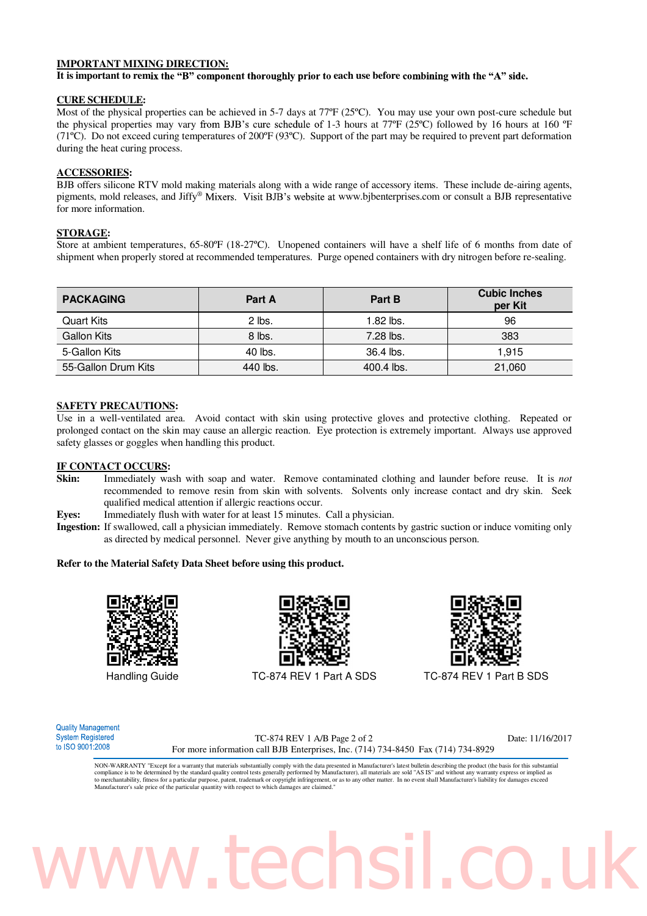**IMPORTANT MIXING DIRECTION:**
**It is important to remix the "B" component thoroughly prior to each use before combining with the "A" side.**

**CURE SCHEDULE:**
Most of the physical properties can be achieved in 5-7 days at 77ºF (25ºC). You may use your own post-cure schedule but the physical properties may vary from BJB's cure schedule of 1-3 hours at 77ºF (25ºC) followed by 16 hours at 160 ºF (71ºC). Do not exceed curing temperatures of 200ºF (93ºC). Support of the part may be required to prevent part deformation during the heat curing process.

**ACCESSORIES:**
BJB offers silicone RTV mold making materials along with a wide range of accessory items. These include de-airing agents, pigments, mold releases, and Jiffy® Mixers. Visit BJB's website at www.bjbenterprises.com or consult a BJB representative for more information.

**STORAGE:**
Store at ambient temperatures, 65-80ºF (18-27ºC). Unopened containers will have a shelf life of 6 months from date of shipment when properly stored at recommended temperatures. Purge opened containers with dry nitrogen before re-sealing.

| PACKAGING | Part A | Part B | Cubic Inches per Kit |
|---|---|---|---|
| Quart Kits | 2 lbs. | 1.82 lbs. | 96 |
| Gallon Kits | 8 lbs. | 7.28 lbs. | 383 |
| 5-Gallon Kits | 40 lbs. | 36.4 lbs. | 1,915 |
| 55-Gallon Drum Kits | 440 lbs. | 400.4 lbs. | 21,060 |

**SAFETY PRECAUTIONS:**
Use in a well-ventilated area. Avoid contact with skin using protective gloves and protective clothing. Repeated or prolonged contact on the skin may cause an allergic reaction. Eye protection is extremely important. Always use approved safety glasses or goggles when handling this product.

**IF CONTACT OCCURS:**

**Skin:** Immediately wash with soap and water. Remove contaminated clothing and launder before reuse. It is *not* recommended to remove resin from skin with solvents. Solvents only increase contact and dry skin. Seek qualified medical attention if allergic reactions occur.

**Eyes:** Immediately flush with water for at least 15 minutes. Call a physician.

**Ingestion:** If swallowed, call a physician immediately. Remove stomach contents by gastric suction or induce vomiting only as directed by medical personnel. Never give anything by mouth to an unconscious person.

**Refer to the Material Safety Data Sheet before using this product.**

Handling Guide

TC-874 REV 1 Part A SDS

TC-874 REV 1 Part B SDS

Quality Management System Registered to ISO 9001:2008

TC-874 REV 1 A/B Page 2 of 2
Date: 11/16/2017
For more information call BJB Enterprises, Inc. (714) 734-8450 Fax (714) 734-8929

NON-WARRANTY "Except for a warranty that materials substantially comply with the data presented in Manufacturer's latest bulletin describing the product (the basis for this substantial compliance is to be determined by the standard quality control tests generally performed by Manufacturer), all materials are sold "AS IS" and without any warranty express or implied as to merchantability, fitness for a particular purpose, patent, trademark or copyright infringement, or as to any other matter. In no event shall Manufacturer's liability for damages exceed Manufacturer's sale price of the particular quantity with respect to which damages are claimed."

www.techsil.co.uk